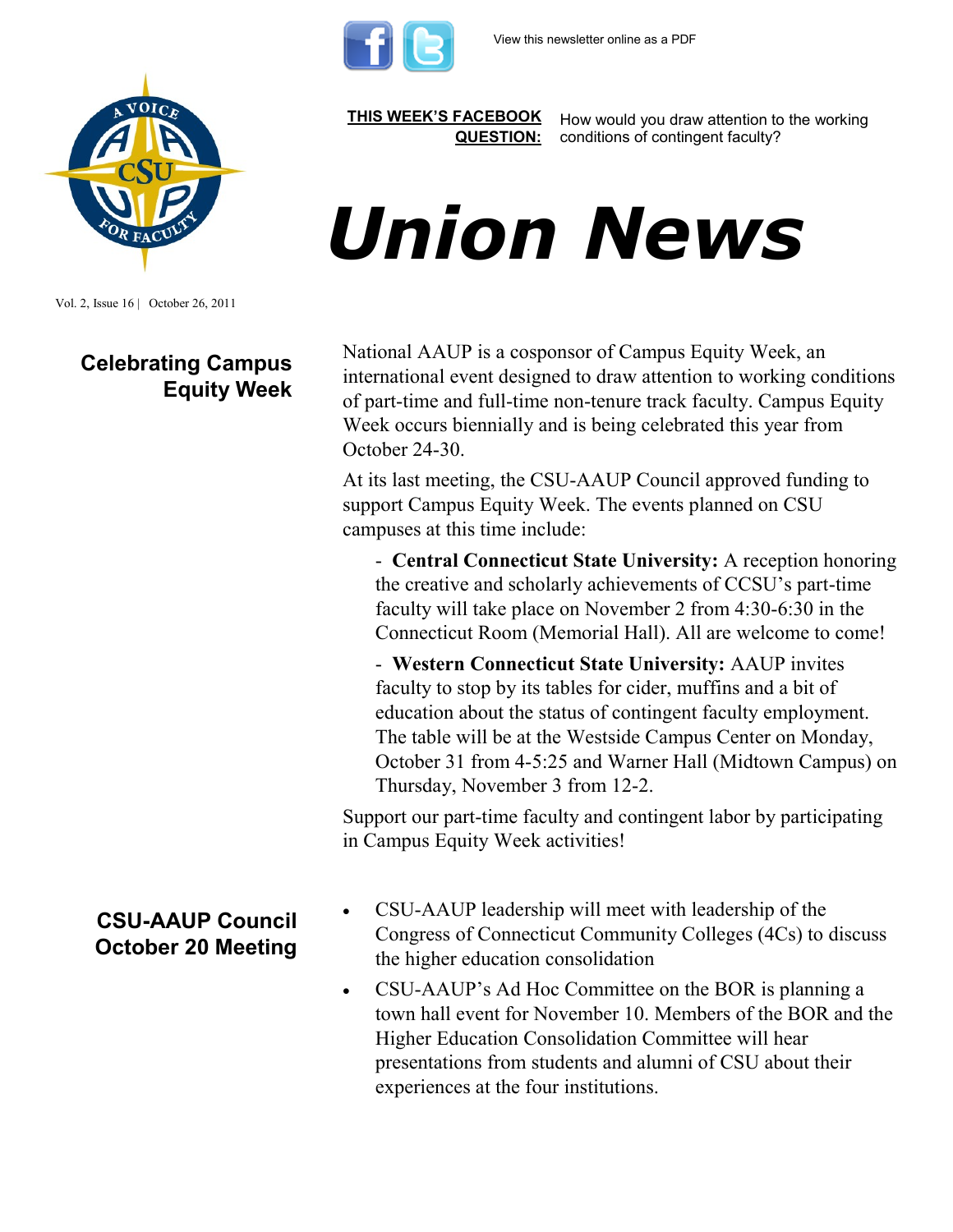View this newsletter online as a PDF

**THIS WEEK'S FACEBOOK QUESTION:** How would you draw attention to the working conditions of contingent faculty?

# Union News

Vol. 2, Issue 16 | October 26, 2011

## Celebrating Campus Equity Week

National AAUP is a cosponsor of Campus Equity Week, an international event designed to draw attention to working conditions of part-time and full-time non-tenure track faculty. Campus Equity Week occurs biennially and is being celebrated this year from October 24-30.

At its last meeting, the CSU-AAUP Council approved funding to support Campus Equity Week. The events planned on CSU campuses at this time include:

- **Central Connecticut State University:** A reception honoring the creative and scholarly achievements of CCSU's part-time faculty will take place on November 2 from 4:30-6:30 in the Connecticut Room (Memorial Hall). All are welcome to come!
- **Western Connecticut State University:** AAUP invites faculty to stop by its tables for cider, muffins and a bit of education about the status of contingent faculty employment. The table will be at the Westside Campus Center on Monday, October 31 from 4-5:25 and Warner Hall (Midtown Campus) on Thursday, November 3 from 12-2.

Support our part-time faculty and contingent labor by participating in Campus Equity Week activities!

## CSU-AAUP Council October 20 Meeting

- CSU-AAUP leadership will meet with leadership of the Congress of Connecticut Community Colleges (4Cs) to discuss the higher education consolidation
- CSU-AAUP's Ad Hoc Committee on the BOR is planning a town hall event for November 10. Members of the BOR and the Higher Education Consolidation Committee will hear presentations from students and alumni of CSU about their experiences at the four institutions.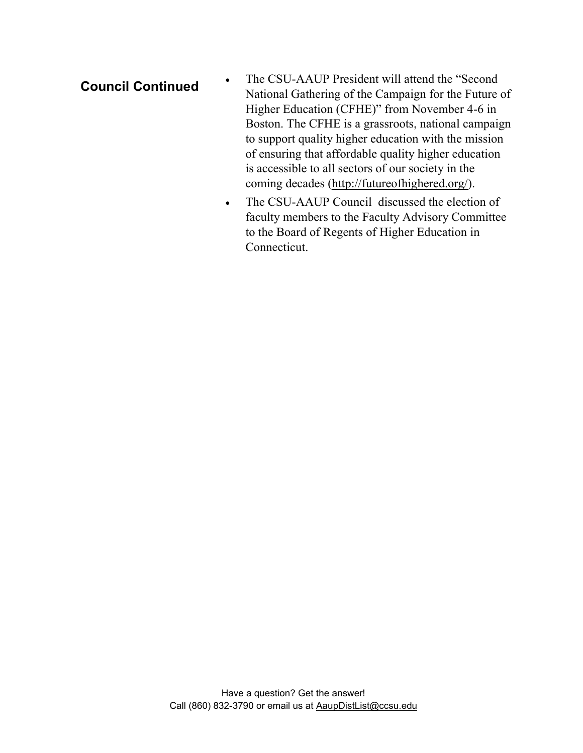## Council Continued

- The CSU-AAUP President will attend the "Second National Gathering of the Campaign for the Future of Higher Education (CFHE)" from November 4-6 in Boston. The CFHE is a grassroots, national campaign to support quality higher education with the mission of ensuring that affordable quality higher education is accessible to all sectors of our society in the coming decades (http://futureofhighered.org/).
- The CSU-AAUP Council discussed the election of faculty members to the Faculty Advisory Committee to the Board of Regents of Higher Education in Connecticut.

Have a question? Get the answer!
Call (860) 832-3790 or email us at AaupDistList@ccsu.edu